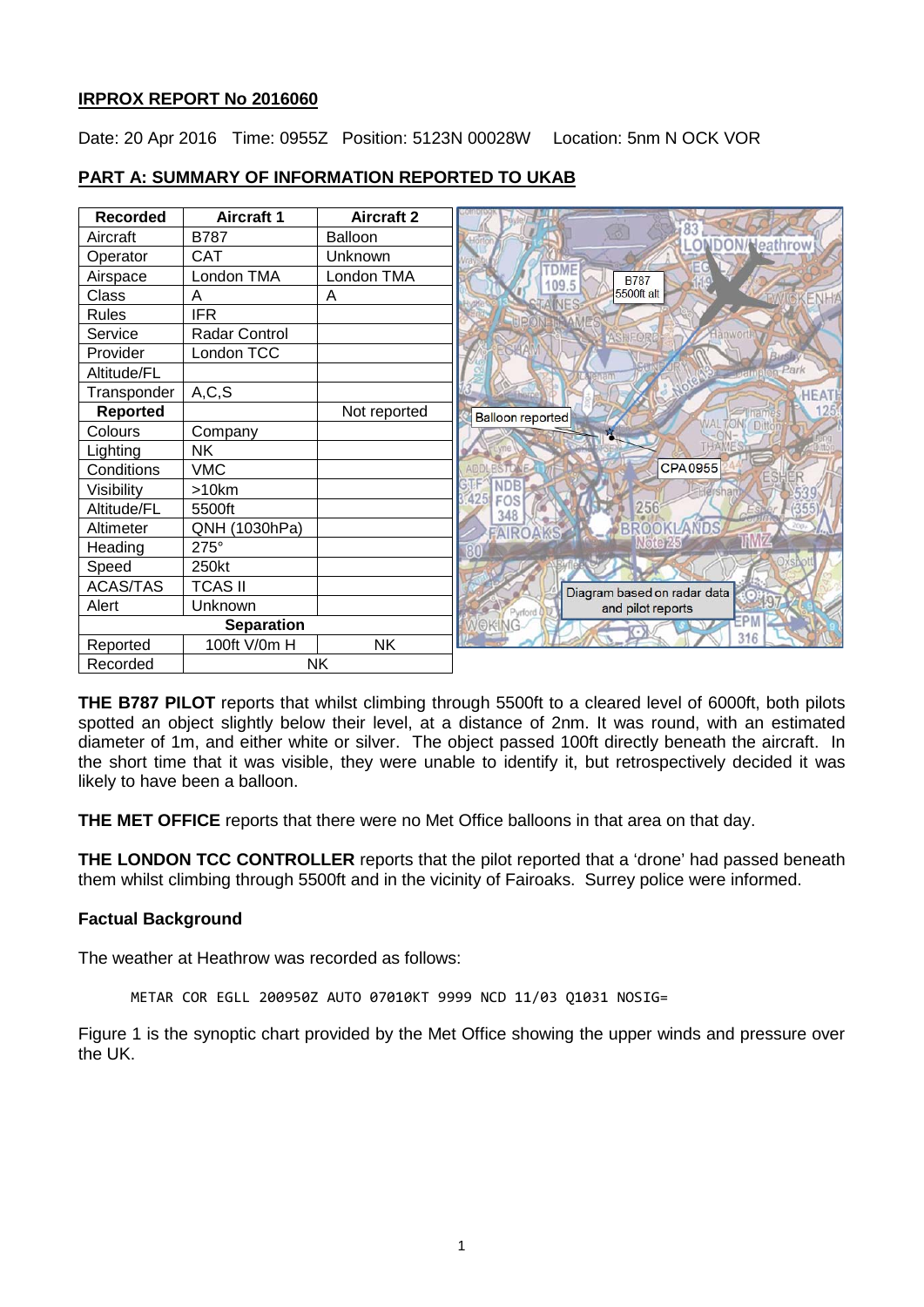**IRPROX REPORT No 2016060**

Date: 20 Apr 2016 Time: 0955Z Position: 5123N 00028W Location: 5nm N OCK VOR

**PART A: SUMMARY OF INFORMATION REPORTED TO UKAB**

| Recorded | Aircraft 1 | Aircraft 2 |
|---|---|---|
| Aircraft | B787 | Balloon |
| Operator | CAT | Unknown |
| Airspace | London TMA | London TMA |
| Class | A | A |
| Rules | IFR | |
| Service | Radar Control | |
| Provider | London TCC | |
| Altitude/FL | | |
| Transponder | A,C,S | |
| **Reported** | | Not reported |
| Colours | Company | |
| Lighting | NK | |
| Conditions | VMC | |
| Visibility | >10km | |
| Altitude/FL | 5500ft | |
| Altimeter | QNH (1030hPa) | |
| Heading | 275° | |
| Speed | 250kt | |
| ACAS/TAS | TCAS II | |
| Alert | Unknown | |
| **Separation** | | |
| Reported | 100ft V/0m H | NK |
| Recorded | NK | |

B787
5500ft alt
Balloon reported
CPA 0955
Diagram based on radar data and pilot reports

**THE B787 PILOT** reports that whilst climbing through 5500ft to a cleared level of 6000ft, both pilots spotted an object slightly below their level, at a distance of 2nm. It was round, with an estimated diameter of 1m, and either white or silver. The object passed 100ft directly beneath the aircraft. In the short time that it was visible, they were unable to identify it, but retrospectively decided it was likely to have been a balloon.

**THE MET OFFICE** reports that there were no Met Office balloons in that area on that day.

**THE LONDON TCC CONTROLLER** reports that the pilot reported that a 'drone' had passed beneath them whilst climbing through 5500ft and in the vicinity of Fairoaks. Surrey police were informed.

**Factual Background**

The weather at Heathrow was recorded as follows:

```
METAR COR EGLL 200950Z AUTO 07010KT 9999 NCD 11/03 Q1031 NOSIG=
```

Figure 1 is the synoptic chart provided by the Met Office showing the upper winds and pressure over the UK.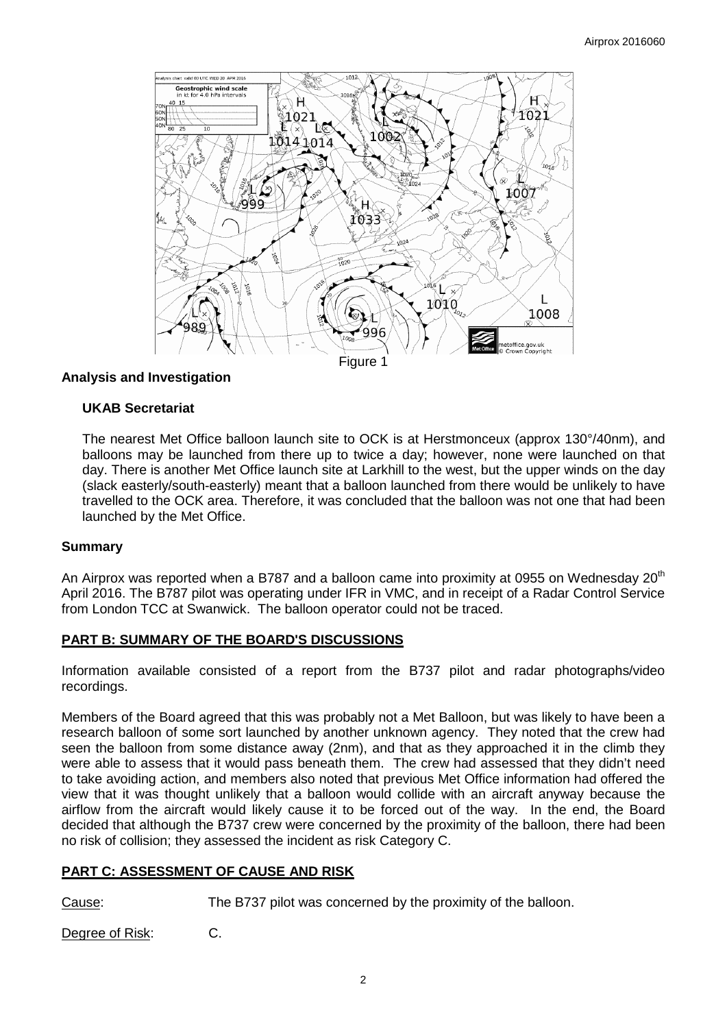Analysis chart valid 00 UTC WED 20 APR 2016

Geostrophic wind scale in kt for 4.0 hPa intervals

metoffice.gov.uk © Crown Copyright

Figure 1

## Analysis and Investigation

### UKAB Secretariat

The nearest Met Office balloon launch site to OCK is at Herstmonceux (approx 130°/40nm), and balloons may be launched from there up to twice a day; however, none were launched on that day. There is another Met Office launch site at Larkhill to the west, but the upper winds on the day (slack easterly/south-easterly) meant that a balloon launched from there would be unlikely to have travelled to the OCK area. Therefore, it was concluded that the balloon was not one that had been launched by the Met Office.

## Summary

An Airprox was reported when a B787 and a balloon came into proximity at 0955 on Wednesday 20th April 2016. The B787 pilot was operating under IFR in VMC, and in receipt of a Radar Control Service from London TCC at Swanwick. The balloon operator could not be traced.

## PART B: SUMMARY OF THE BOARD'S DISCUSSIONS

Information available consisted of a report from the B737 pilot and radar photographs/video recordings.

Members of the Board agreed that this was probably not a Met Balloon, but was likely to have been a research balloon of some sort launched by another unknown agency. They noted that the crew had seen the balloon from some distance away (2nm), and that as they approached it in the climb they were able to assess that it would pass beneath them. The crew had assessed that they didn't need to take avoiding action, and members also noted that previous Met Office information had offered the view that it was thought unlikely that a balloon would collide with an aircraft anyway because the airflow from the aircraft would likely cause it to be forced out of the way. In the end, the Board decided that although the B737 crew were concerned by the proximity of the balloon, there had been no risk of collision; they assessed the incident as risk Category C.

## PART C: ASSESSMENT OF CAUSE AND RISK

Cause: The B737 pilot was concerned by the proximity of the balloon.

Degree of Risk: C.